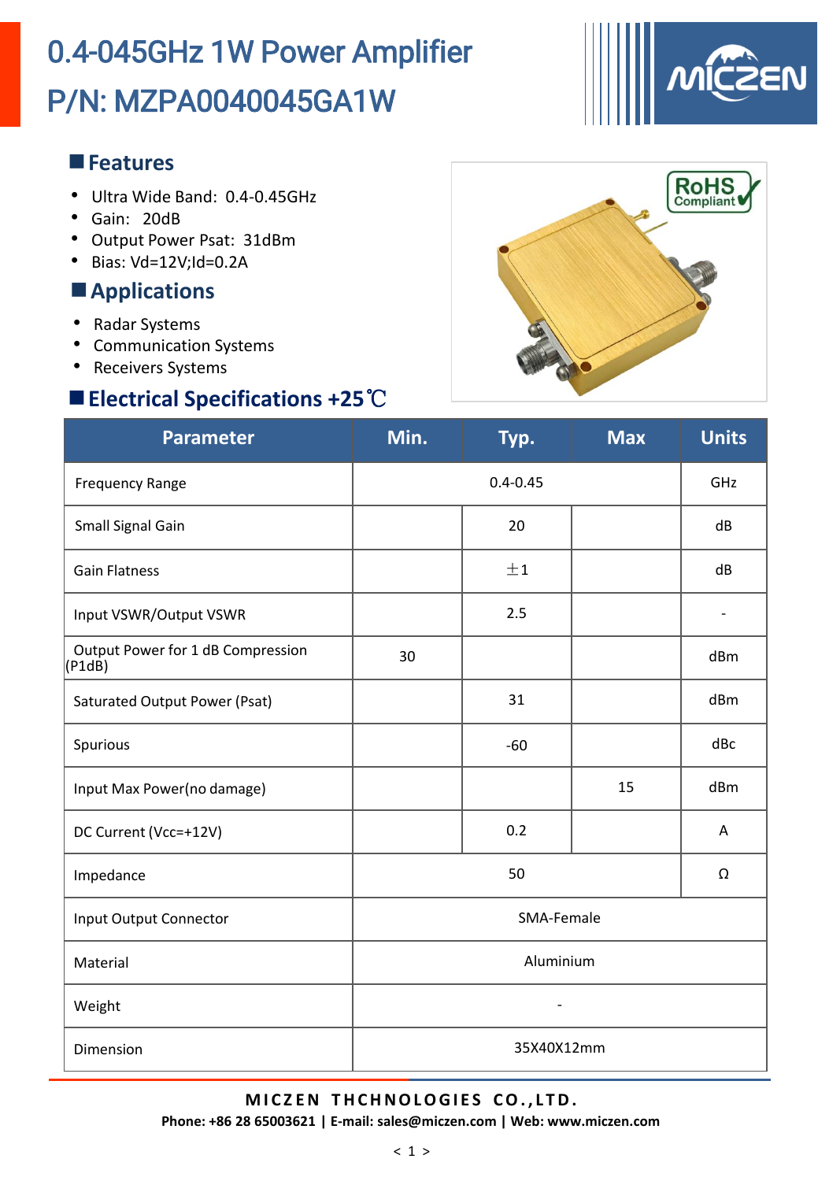# 0.4-045GHz 1W Power Amplifier

# P/N: MZPA0040045GA1W

## Features

- Ultra Wide Band: 0.4-0.45GHz
- Gain: 20dB
- Output Power Psat: 31dBm
- Bias: Vd=12V;Id=0.2A

## Applications

- Radar Systems
- Communication Systems
- Receivers Systems

## Electrical Specifications +25℃

| Parameter | Min. | Typ. | Max | Units |
|---|---|---|---|---|
| Frequency Range | | 0.4-0.45 | | GHz |
| Small Signal Gain | | 20 | | dB |
| Gain Flatness | | ±1 | | dB |
| Input VSWR/Output VSWR | | 2.5 | | - |
| Output Power for 1 dB Compression (P1dB) | 30 | | | dBm |
| Saturated Output Power (Psat) | | 31 | | dBm |
| Spurious | | -60 | | dBc |
| Input Max Power(no damage) | | | 15 | dBm |
| DC Current (Vcc=+12V) | | 0.2 | | A |
| Impedance | | 50 | | Ω |
| Input Output Connector | | SMA-Female | | |
| Material | | Aluminium | | |
| Weight | | - | | |
| Dimension | | 35X40X12mm | | |

**MICZEN THCHNOLOGIES CO.,LTD.**

**Phone: +86 28 65003621 | E-mail: sales@miczen.com | Web: www.miczen.com**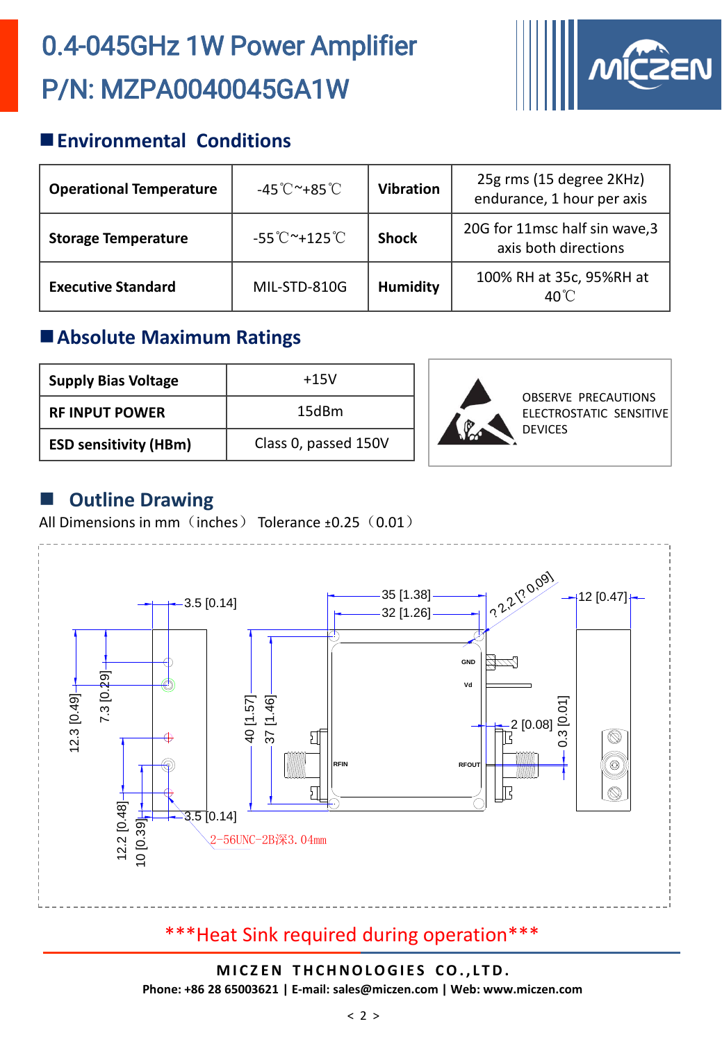# 0.4-045GHz 1W Power Amplifier
# P/N: MZPA0040045GA1W

## Environmental Conditions

| | | | |
|---|---|---|---|
| **Operational Temperature** | -45℃~+85℃ | **Vibration** | 25g rms (15 degree 2KHz) endurance, 1 hour per axis |
| **Storage Temperature** | -55℃~+125℃ | **Shock** | 20G for 11msc half sin wave,3 axis both directions |
| **Executive Standard** | MIL-STD-810G | **Humidity** | 100% RH at 35c, 95%RH at 40℃ |

## Absolute Maximum Ratings

| | |
|---|---|
| **Supply Bias Voltage** | +15V |
| **RF INPUT POWER** | 15dBm |
| **ESD sensitivity (HBm)** | Class 0, passed 150V |

OBSERVE PRECAUTIONS
ELECTROSTATIC SENSITIVE
DEVICES

## Outline Drawing

All Dimensions in mm（inches） Tolerance ±0.25（0.01）

3.5 [0.14]
12.3 [0.49]
7.3 [0.29]
12.2 [0.48]
10 [0.39]
3.5 [0.14]
2-56UNC-2B深3.04mm
35 [1.38]
32 [1.26]
? 2.2 [? 0.09]
40 [1.57]
37 [1.46]
GND
Vd
RFIN
RFOUT
2 [0.08]
0.3 [0.01]
12 [0.47]

***Heat Sink required during operation***

**MICZEN THCHNOLOGIES CO.,LTD.**
**Phone: +86 28 65003621 | E-mail: sales@miczen.com | Web: www.miczen.com**